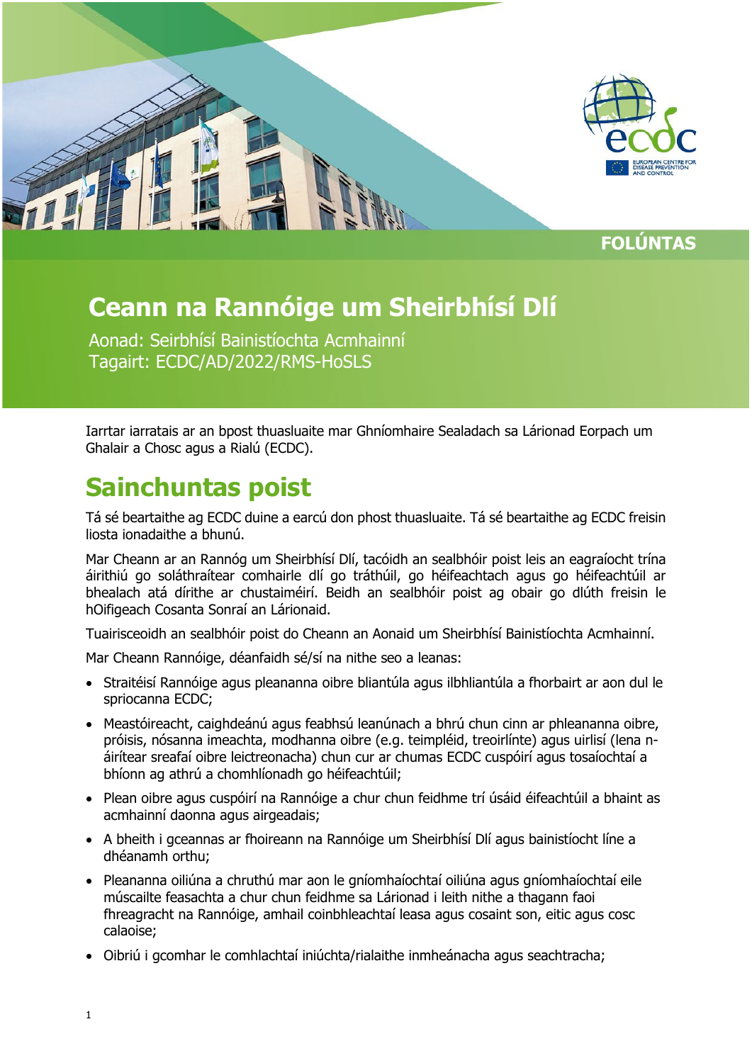FOLÚNTAS

# Ceann na Rannóige um Sheirbhísí Dlí

Aonad: Seirbhísí Bainistíochta Acmhainní
Tagairt: ECDC/AD/2022/RMS-HoSLS

Iarrtar iarratais ar an bpost thuasluaite mar Ghníomhaire Sealadach sa Lárionad Eorpach um Ghalair a Chosc agus a Rialú (ECDC).

## Sainchuntas poist

Tá sé beartaithe ag ECDC duine a earcú don phost thuasluaite. Tá sé beartaithe ag ECDC freisin liosta ionadaithe a bhunú.

Mar Cheann ar an Rannóg um Sheirbhísí Dlí, tacóidh an sealbhóir poist leis an eagraíocht trína áirithiú go soláthraítear comhairle dlí go tráthúil, go héifeachtach agus go héifeachtúil ar bhealach atá dírithe ar chustaiméirí. Beidh an sealbhóir poist ag obair go dlúth freisin le hOifigeach Cosanta Sonraí an Lárionaid.

Tuairisceoidh an sealbhóir poist do Cheann an Aonaid um Sheirbhísí Bainistíochta Acmhainní.

Mar Cheann Rannóige, déanfaidh sé/sí na nithe seo a leanas:

- Straitéisí Rannóige agus pleananna oibre bliantúla agus ilbhliantúla a fhorbairt ar aon dul le spriocanna ECDC;
- Meastóireacht, caighdeánú agus feabhsú leanúnach a bhrú chun cinn ar phleananna oibre, próisis, nósanna imeachta, modhanna oibre (e.g. teimpléid, treoirlínte) agus uirlisí (lena n-áirítear sreafaí oibre leictreonacha) chun cur ar chumas ECDC cuspóirí agus tosaíochtaí a bhíonn ag athrú a chomhlíonadh go héifeachtúil;
- Plean oibre agus cuspóirí na Rannóige a chur chun feidhme trí úsáid éifeachtúil a bhaint as acmhainní daonna agus airgeadais;
- A bheith i gceannas ar fhoireann na Rannóige um Sheirbhísí Dlí agus bainistíocht líne a dhéanamh orthu;
- Pleananna oiliúna a chruthú mar aon le gníomhaíochtaí oiliúna agus gníomhaíochtaí eile múscailte feasachta a chur chun feidhme sa Lárionad i leith nithe a thagann faoi fhreagracht na Rannóige, amhail coinbhleachtaí leasa agus cosaint son, eitic agus cosc calaoise;
- Oibriú i gcomhar le comhlachtaí iniúchta/rialaithe inmheánacha agus seachtracha;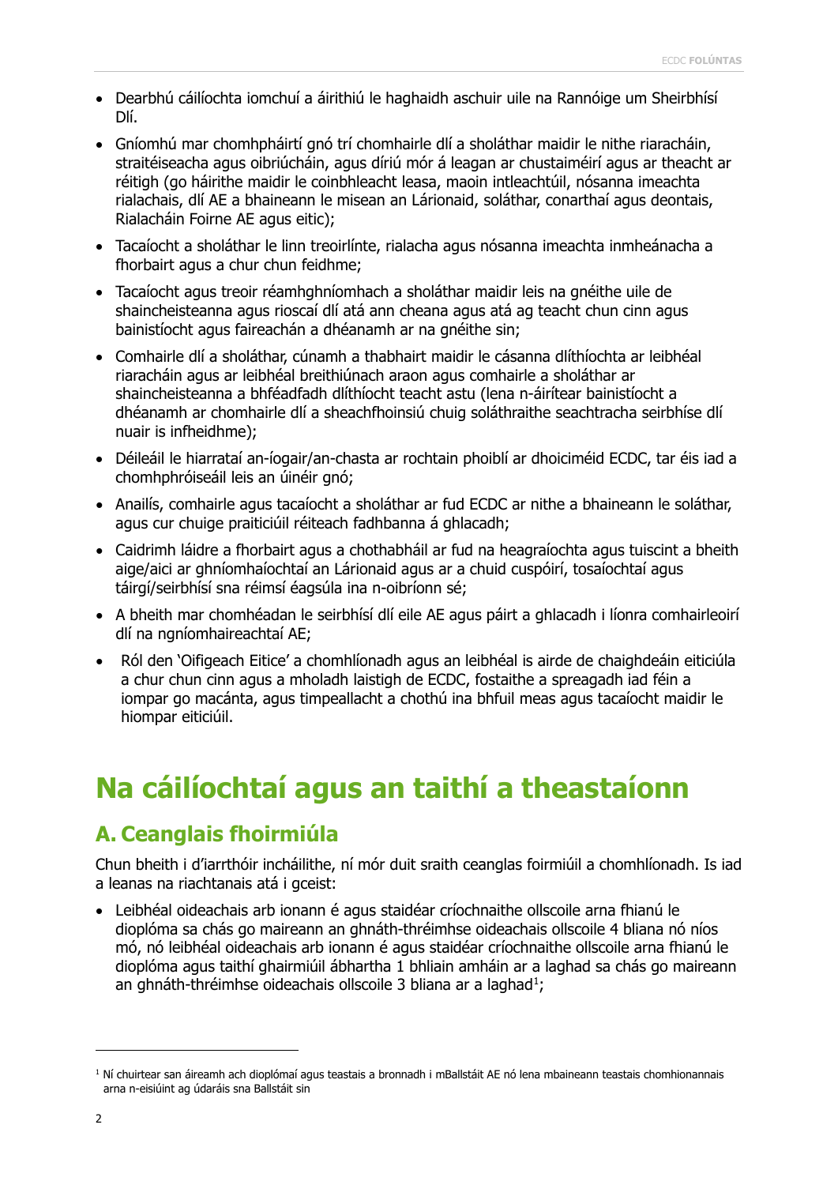- Dearbhú cáilíochta iomchuí a áirithiú le haghaidh aschuir uile na Rannóige um Sheirbhísí Dlí.
- Gníomhú mar chomhpháirtí gnó trí chomhairle dlí a sholáthar maidir le nithe riaracháin, straitéiseacha agus oibriúcháin, agus díriú mór á leagan ar chustaiméirí agus ar theacht ar réitigh (go háirithe maidir le coinbhleacht leasa, maoin intleachtúil, nósanna imeachta rialachais, dlí AE a bhaineann le misean an Lárionaid, soláthar, conarthaí agus deontais, Rialacháin Foirne AE agus eitic);
- Tacaíocht a sholáthar le linn treoirlínte, rialacha agus nósanna imeachta inmheánacha a fhorbairt agus a chur chun feidhme;
- Tacaíocht agus treoir réamhghníomhach a sholáthar maidir leis na gnéithe uile de shaincheisteanna agus rioscaí dlí atá ann cheana agus atá ag teacht chun cinn agus bainistíocht agus faireachán a dhéanamh ar na gnéithe sin;
- Comhairle dlí a sholáthar, cúnamh a thabhairt maidir le cásanna dlíthíochta ar leibhéal riaracháin agus ar leibhéal breithiúnach araon agus comhairle a sholáthar ar shaincheisteanna a bhféadfadh dlíthíocht teacht astu (lena n-áirítear bainistíocht a dhéanamh ar chomhairle dlí a sheachfhoinsiú chuig soláthraithe seachtracha seirbhíse dlí nuair is infheidhme);
- Déileáil le hiarrataí an-íogair/an-chasta ar rochtain phoiblí ar dhoiciméid ECDC, tar éis iad a chomhphróiseáil leis an úinéir gnó;
- Anailís, comhairle agus tacaíocht a sholáthar ar fud ECDC ar nithe a bhaineann le soláthar, agus cur chuige praiticiúil réiteach fadhbanna á ghlacadh;
- Caidrimh láidre a fhorbairt agus a chothabháil ar fud na heagraíochta agus tuiscint a bheith aige/aici ar ghníomhaíochtaí an Lárionaid agus ar a chuid cuspóirí, tosaíochtaí agus táirgí/seirbhísí sna réimsí éagsúla ina n-oibríonn sé;
- A bheith mar chomhéadan le seirbhísí dlí eile AE agus páirt a ghlacadh i líonra comhairleoirí dlí na ngníomhaireachtaí AE;
- Ról den 'Oifigeach Eitice' a chomhlíonadh agus an leibhéal is airde de chaighdeáin eiticiúla a chur chun cinn agus a mholadh laistigh de ECDC, fostaithe a spreagadh iad féin a iompar go macánta, agus timpeallacht a chothú ina bhfuil meas agus tacaíocht maidir le hiompar eiticiúil.

# Na cáilíochtaí agus an taithí a theastaíonn

## A. Ceanglais fhoirmiúla

Chun bheith i d'iarrthóir incháilithe, ní mór duit sraith ceanglas foirmiúil a chomhlíonadh. Is iad a leanas na riachtanais atá i gceist:

- Leibhéal oideachais arb ionann é agus staidéar críochnaithe ollscoile arna fhianú le dioplóma sa chás go maireann an ghnáth-thréimhse oideachais ollscoile 4 bliana nó níos mó, nó leibhéal oideachais arb ionann é agus staidéar críochnaithe ollscoile arna fhianú le dioplóma agus taithí ghairmiúil ábhartha 1 bhliain amháin ar a laghad sa chás go maireann an ghnáth-thréimhse oideachais ollscoile 3 bliana ar a laghad[1];

[1] Ní chuirtear san áireamh ach dioplómaí agus teastais a bronnadh i mBallstáit AE nó lena mbaineann teastais chomhionannais arna n-eisiúint ag údaráis sna Ballstáit sin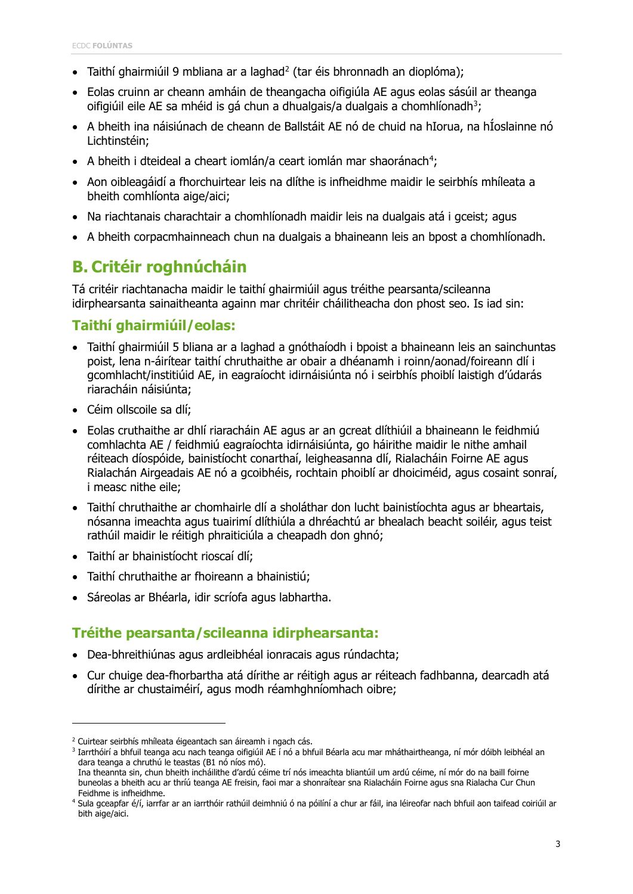- Taithí ghairmiúil 9 mbliana ar a laghad[2] (tar éis bhronnadh an dioplóma);
- Eolas cruinn ar cheann amháin de theangacha oifigiúla AE agus eolas sásúil ar theanga oifigiúil eile AE sa mhéid is gá chun a dhualgais/a dualgais a chomhlíonadh[3];
- A bheith ina náisiúnach de cheann de Bhallstáit AE nó de chuid na hIorua, na hÍoslainne nó Lichtinstéin;
- A bheith i dteideal a cheart iomlán/a ceart iomlán mar shaoránach[4];
- Aon oibleagáidí a fhorchuirtear leis na dlíthe is infheidhme maidir le seirbhís mhíleata a bheith comhlíonta aige/aici;
- Na riachtanais charachtair a chomhlíonadh maidir leis na dualgais atá i gceist; agus
- A bheith corpacmhainneach chun na dualgais a bhaineann leis an bpost a chomhlíonadh.

## B. Critéir roghnúcháin

Tá critéir riachtanacha maidir le taithí ghairmiúil agus tréithe pearsanta/scileanna idirphearsanta sainaitheanta againn mar chritéir cháilitheacha don phost seo. Is iad sin:

### Taithí ghairmiúil/eolas:

- Taithí ghairmiúil 5 bliana ar a laghad a gnóthaíodh i bpoist a bhaineann leis an sainchuntas poist, lena n-áirítear taithí chruthaithe ar obair a dhéanamh i roinn/aonad/foireann dlí i gcomhlacht/institiúid AE, in eagraíocht idirnáisiúnta nó i seirbhís phoiblí laistigh d'údarás riaracháin náisiúnta;
- Céim ollscoile sa dlí;
- Eolas cruthaithe ar dhlí riaracháin AE agus ar an gcreat dlíthiúil a bhaineann le feidhmiú comhlachta AE / feidhmiú eagraíochta idirnáisiúnta, go háirithe maidir le nithe amhail réiteach díospóide, bainistíocht conarthaí, leigheasanna dlí, Rialacháin Foirne AE agus Rialachán Airgeadais AE nó a gcoibhéis, rochtain phoiblí ar dhoiciméid, agus cosaint sonraí, i measc nithe eile;
- Taithí chruthaithe ar chomhairle dlí a sholáthar don lucht bainistíochta agus ar bheartais, nósanna imeachta agus tuairimí dlíthiúla a dhréachtú ar bhealach beacht soiléir, agus teist rathúil maidir le réitigh phraiticiúla a cheapadh don ghnó;
- Taithí ar bhainistíocht rioscaí dlí;
- Taithí chruthaithe ar fhoireann a bhainistiú;
- Sáreolas ar Bhéarla, idir scríofa agus labhartha.

### Tréithe pearsanta/scileanna idirphearsanta:

- Dea-bhreithiúnas agus ardleibhéal ionracais agus rúndachta;
- Cur chuige dea-fhorbartha atá dírithe ar réitigh agus ar réiteach fadhbanna, dearcadh atá dírithe ar chustaiméirí, agus modh réamhghníomhach oibre;

---

[2] Cuirtear seirbhís mhíleata éigeantach san áireamh i ngach cás.

[3] Iarrthóirí a bhfuil teanga acu nach teanga oifigiúil AE í nó a bhfuil Béarla acu mar mháthairtheanga, ní mór dóibh leibhéal an dara teanga a chruthú le teastas (B1 nó níos mó).
Ina theannta sin, chun bheith incháilithe d'ardú céime trí nós imeachta bliantúil um ardú céime, ní mór do na baill foirne buneolas a bheith acu ar thríú teanga AE freisin, faoi mar a shonraítear sna Rialacháin Foirne agus sna Rialacha Cur Chun Feidhme is infheidhme.

[4] Sula gceapfar é/í, iarrfar ar an iarrthóir rathúil deimhniú ó na póilíní a chur ar fáil, ina léireofar nach bhfuil aon taifead coiriúil ar bith aige/aici.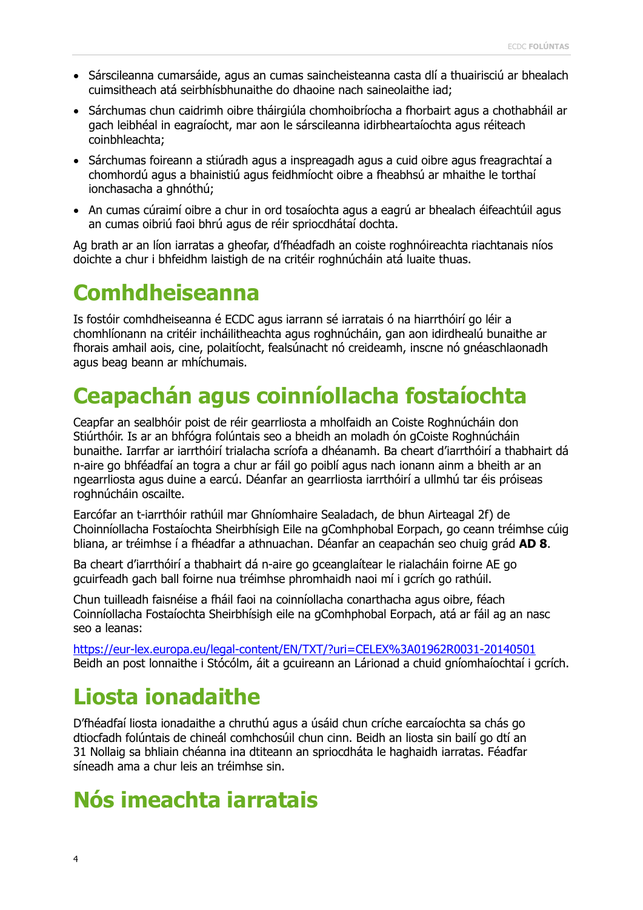- Sárscileanna cumarsáide, agus an cumas saincheisteanna casta dlí a thuairisciú ar bhealach cuimsitheach atá seirbhísbhunaithe do dhaoine nach saineolaithe iad;
- Sárchumas chun caidrimh oibre tháirgiúla chomhoibríocha a fhorbairt agus a chothabháil ar gach leibhéal in eagraíocht, mar aon le sárscileanna idirbheartaíochta agus réiteach coinbhleachta;
- Sárchumas foireann a stiúradh agus a inspreagadh agus a cuid oibre agus freagrachtaí a chomhordú agus a bhainistiú agus feidhmíocht oibre a fheabhsú ar mhaithe le torthaí ionchasacha a ghnóthú;
- An cumas cúraimí oibre a chur in ord tosaíochta agus a eagrú ar bhealach éifeachtúil agus an cumas oibriú faoi bhrú agus de réir spriocdhátaí dochta.

Ag brath ar an líon iarratas a gheofar, d'fhéadfadh an coiste roghnóireachta riachtanais níos doichte a chur i bhfeidhm laistigh de na critéir roghnúcháin atá luaite thuas.

# Comhdheiseanna

Is fostóir comhdheiseanna é ECDC agus iarrann sé iarratais ó na hiarrthóirí go léir a chomhlíonann na critéir incháilitheachta agus roghnúcháin, gan aon idirdhealú bunaithe ar fhorais amhail aois, cine, polaitíocht, fealsúnacht nó creideamh, inscne nó gnéaschlaonadh agus beag beann ar mhíchumais.

# Ceapachán agus coinníollacha fostaíochta

Ceapfar an sealbhóir poist de réir gearrliosta a mholfaidh an Coiste Roghnúcháin don Stiúrthóir. Is ar an bhfógra folúntais seo a bheidh an moladh ón gCoiste Roghnúcháin bunaithe. Iarrfar ar iarrthóirí trialacha scríofa a dhéanamh. Ba cheart d'iarrthóirí a thabhairt dá n-aire go bhféadfaí an togra a chur ar fáil go poiblí agus nach ionann ainm a bheith ar an ngearrliosta agus duine a earcú. Déanfar an gearrliosta iarrthóirí a ullmhú tar éis próiseas roghnúcháin oscailte.

Earcófar an t-iarrthóir rathúil mar Ghníomhaire Sealadach, de bhun Airteagal 2f) de Choinníollacha Fostaíochta Sheirbhísigh Eile na gComhphobal Eorpach, go ceann tréimhse cúig bliana, ar tréimhse í a fhéadfar a athnuachan. Déanfar an ceapachán seo chuig grád **AD 8**.

Ba cheart d'iarrthóirí a thabhairt dá n-aire go gceanglaítear le rialacháin foirne AE go gcuirfeadh gach ball foirne nua tréimhse phromhaidh naoi mí i gcrích go rathúil.

Chun tuilleadh faisnéise a fháil faoi na coinníollacha conarthacha agus oibre, féach Coinníollacha Fostaíochta Sheirbhísigh eile na gComhphobal Eorpach, atá ar fáil ag an nasc seo a leanas:

https://eur-lex.europa.eu/legal-content/EN/TXT/?uri=CELEX%3A01962R0031-20140501
Beidh an post lonnaithe i Stócólm, áit a gcuireann an Lárionad a chuid gníomhaíochtaí i gcrích.

# Liosta ionadaithe

D'fhéadfaí liosta ionadaithe a chruthú agus a úsáid chun críche earcaíochta sa chás go dtiocfadh folúntais de chineál comhchosúil chun cinn. Beidh an liosta sin bailí go dtí an 31 Nollaig sa bhliain chéanna ina dtiteann an spriocdháta le haghaidh iarratas. Féadfar síneadh ama a chur leis an tréimhse sin.

# Nós imeachta iarratais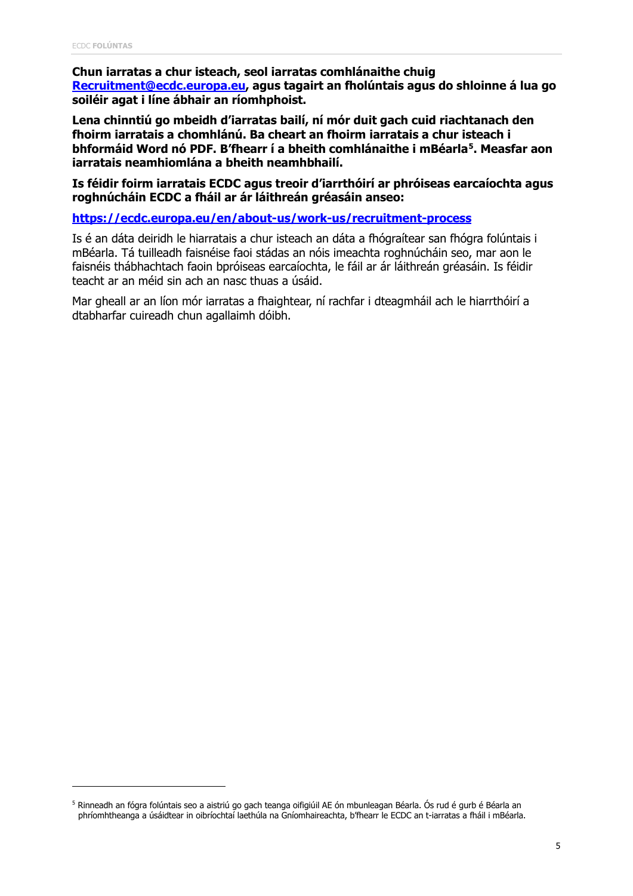**Chun iarratas a chur isteach, seol iarratas comhlánaithe chuig Recruitment@ecdc.europa.eu, agus tagairt an fholúntais agus do shloinne á lua go soiléir agat i líne ábhair an ríomhphoist.**

**Lena chinntiú go mbeidh d'iarratas bailí, ní mór duit gach cuid riachtanach den fhoirm iarratais a chomhlánú. Ba cheart an fhoirm iarratais a chur isteach i bhformáid Word nó PDF. B'fhearr í a bheith comhlánaithe i mBéarla[5]. Measfar aon iarratais neamhiomlána a bheith neamhbhailí.**

**Is féidir foirm iarratais ECDC agus treoir d'iarrthóirí ar phróiseas earcaíochta agus roghnúcháin ECDC a fháil ar ár láithreán gréasáin anseo:**

**https://ecdc.europa.eu/en/about-us/work-us/recruitment-process**

Is é an dáta deiridh le hiarratais a chur isteach an dáta a fhógraítear san fhógra folúntais i mBéarla. Tá tuilleadh faisnéise faoi stádas an nóis imeachta roghnúcháin seo, mar aon le faisnéis thábhachtach faoin bpróiseas earcaíochta, le fáil ar ár láithreán gréasáin. Is féidir teacht ar an méid sin ach an nasc thuas a úsáid.

Mar gheall ar an líon mór iarratas a fhaightear, ní rachfar i dteagmháil ach le hiarrthóirí a dtabharfar cuireadh chun agallaimh dóibh.

[5] Rinneadh an fógra folúntais seo a aistriú go gach teanga oifigiúil AE ón mbunleagan Béarla. Ós rud é gurb é Béarla an phríomhtheanga a úsáidtear in oibríochtaí laethúla na Gníomhaireachta, b'fhearr le ECDC an t-iarratas a fháil i mBéarla.